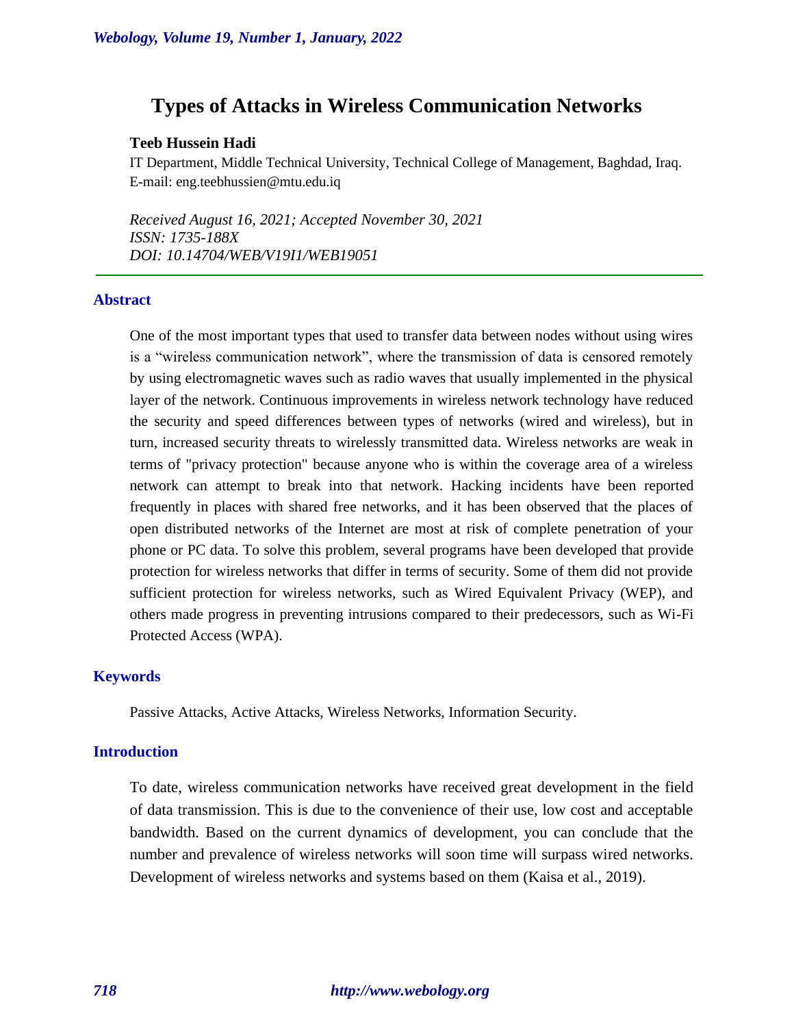# Types of Attacks in Wireless Communication Networks

**Teeb Hussein Hadi**

IT Department, Middle Technical University, Technical College of Management, Baghdad, Iraq.
E-mail: eng.teebhussien@mtu.edu.iq

*Received August 16, 2021; Accepted November 30, 2021*
*ISSN: 1735-188X*
*DOI: 10.14704/WEB/V19I1/WEB19051*

## Abstract

One of the most important types that used to transfer data between nodes without using wires is a "wireless communication network", where the transmission of data is censored remotely by using electromagnetic waves such as radio waves that usually implemented in the physical layer of the network. Continuous improvements in wireless network technology have reduced the security and speed differences between types of networks (wired and wireless), but in turn, increased security threats to wirelessly transmitted data. Wireless networks are weak in terms of "privacy protection" because anyone who is within the coverage area of a wireless network can attempt to break into that network. Hacking incidents have been reported frequently in places with shared free networks, and it has been observed that the places of open distributed networks of the Internet are most at risk of complete penetration of your phone or PC data. To solve this problem, several programs have been developed that provide protection for wireless networks that differ in terms of security. Some of them did not provide sufficient protection for wireless networks, such as Wired Equivalent Privacy (WEP), and others made progress in preventing intrusions compared to their predecessors, such as Wi-Fi Protected Access (WPA).

## Keywords

Passive Attacks, Active Attacks, Wireless Networks, Information Security.

## Introduction

To date, wireless communication networks have received great development in the field of data transmission. This is due to the convenience of their use, low cost and acceptable bandwidth. Based on the current dynamics of development, you can conclude that the number and prevalence of wireless networks will soon time will surpass wired networks. Development of wireless networks and systems based on them (Kaisa et al., 2019).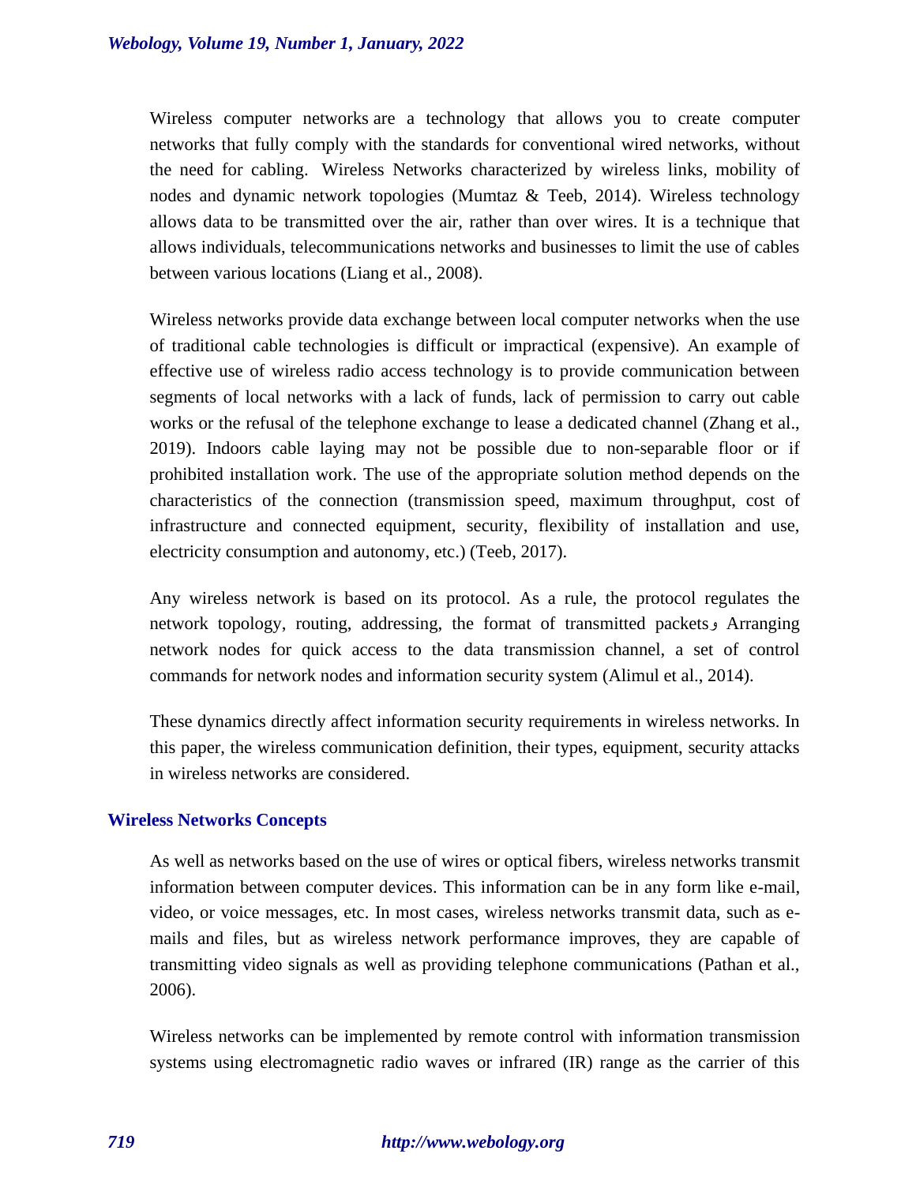Wireless computer networks are a technology that allows you to create computer networks that fully comply with the standards for conventional wired networks, without the need for cabling. Wireless Networks characterized by wireless links, mobility of nodes and dynamic network topologies (Mumtaz & Teeb, 2014). Wireless technology allows data to be transmitted over the air, rather than over wires. It is a technique that allows individuals, telecommunications networks and businesses to limit the use of cables between various locations (Liang et al., 2008).

Wireless networks provide data exchange between local computer networks when the use of traditional cable technologies is difficult or impractical (expensive). An example of effective use of wireless radio access technology is to provide communication between segments of local networks with a lack of funds, lack of permission to carry out cable works or the refusal of the telephone exchange to lease a dedicated channel (Zhang et al., 2019). Indoors cable laying may not be possible due to non-separable floor or if prohibited installation work. The use of the appropriate solution method depends on the characteristics of the connection (transmission speed, maximum throughput, cost of infrastructure and connected equipment, security, flexibility of installation and use, electricity consumption and autonomy, etc.) (Teeb, 2017).

Any wireless network is based on its protocol. As a rule, the protocol regulates the network topology, routing, addressing, the format of transmitted packets و Arranging network nodes for quick access to the data transmission channel, a set of control commands for network nodes and information security system (Alimul et al., 2014).

These dynamics directly affect information security requirements in wireless networks. In this paper, the wireless communication definition, their types, equipment, security attacks in wireless networks are considered.

## Wireless Networks Concepts

As well as networks based on the use of wires or optical fibers, wireless networks transmit information between computer devices. This information can be in any form like e-mail, video, or voice messages, etc. In most cases, wireless networks transmit data, such as e-mails and files, but as wireless network performance improves, they are capable of transmitting video signals as well as providing telephone communications (Pathan et al., 2006).

Wireless networks can be implemented by remote control with information transmission systems using electromagnetic radio waves or infrared (IR) range as the carrier of this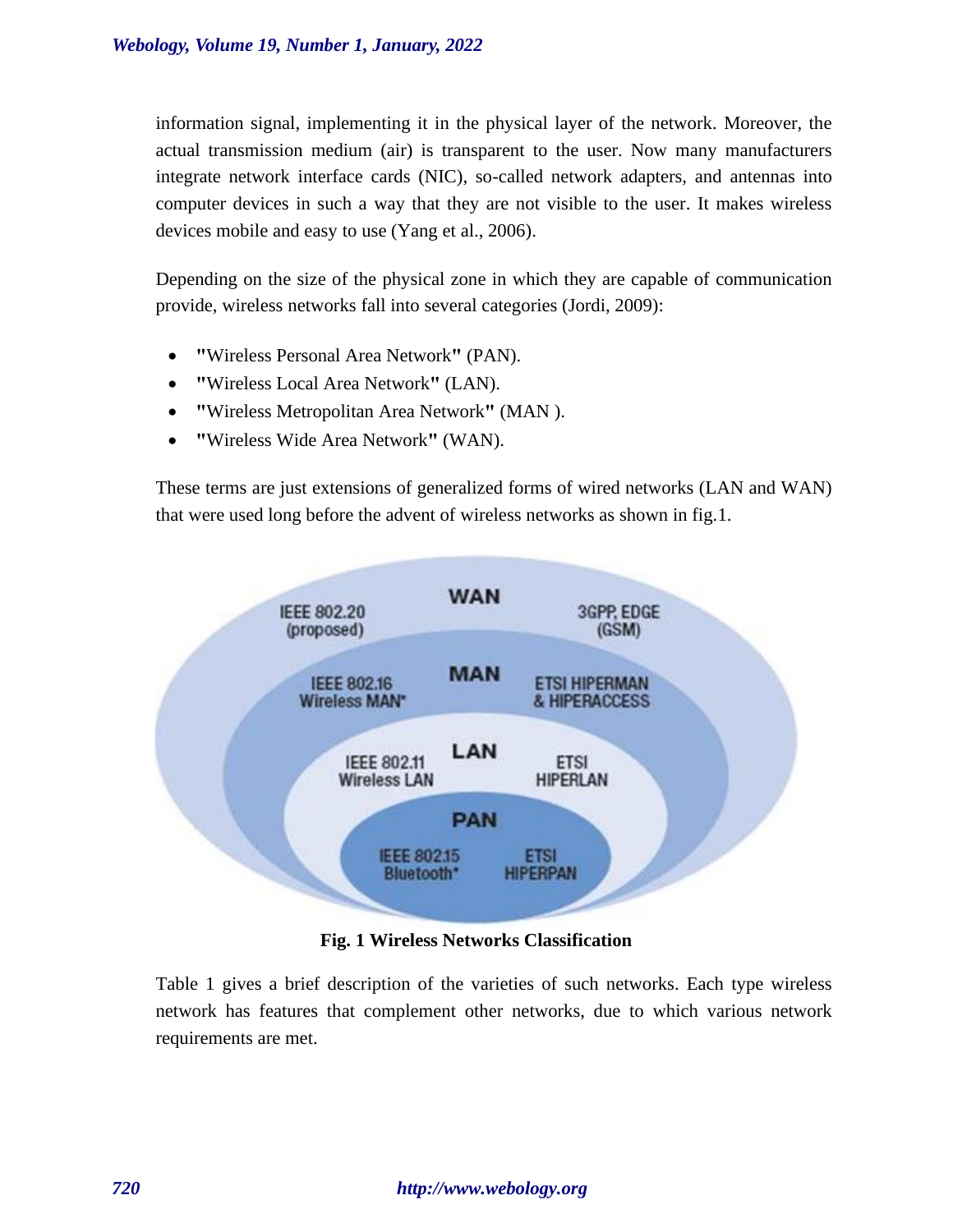information signal, implementing it in the physical layer of the network. Moreover, the actual transmission medium (air) is transparent to the user. Now many manufacturers integrate network interface cards (NIC), so-called network adapters, and antennas into computer devices in such a way that they are not visible to the user. It makes wireless devices mobile and easy to use (Yang et al., 2006).

Depending on the size of the physical zone in which they are capable of communication provide, wireless networks fall into several categories (Jordi, 2009):

- **"**Wireless Personal Area Network**"** (PAN).
- **"**Wireless Local Area Network**"** (LAN).
- **"**Wireless Metropolitan Area Network**"** (MAN ).
- **"**Wireless Wide Area Network**"** (WAN).

These terms are just extensions of generalized forms of wired networks (LAN and WAN) that were used long before the advent of wireless networks as shown in fig.1.

**Fig. 1 Wireless Networks Classification**

Table 1 gives a brief description of the varieties of such networks. Each type wireless network has features that complement other networks, due to which various network requirements are met.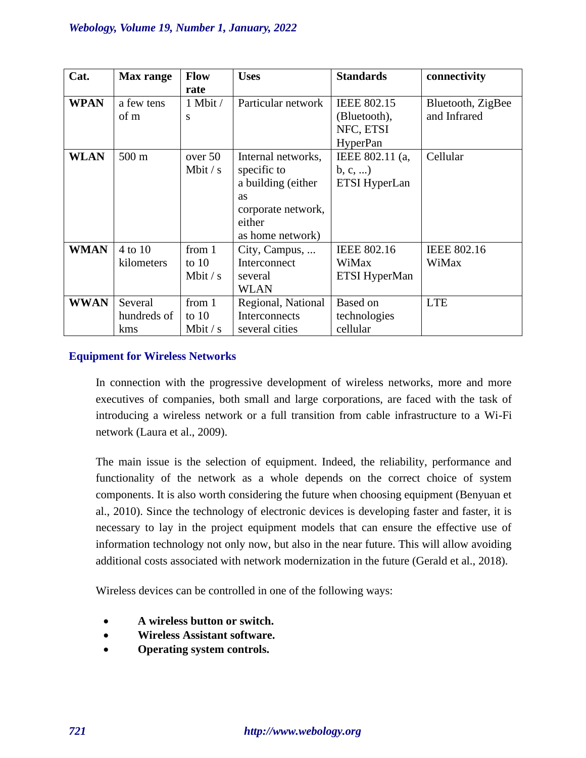| Cat. | Max range | Flow rate | Uses | Standards | connectivity |
|---|---|---|---|---|---|
| **WPAN** | a few tens of m | 1 Mbit / s | Particular network | IEEE 802.15 (Bluetooth), NFC, ETSI HyperPan | Bluetooth, ZigBee and Infrared |
| **WLAN** | 500 m | over 50 Mbit / s | Internal networks, specific to a building (either as corporate network, either as home network) | IEEE 802.11 (a, b, c, ...) ETSI HyperLan | Cellular |
| **WMAN** | 4 to 10 kilometers | from 1 to 10 Mbit / s | City, Campus, ... Interconnect several WLAN | IEEE 802.16 WiMax ETSI HyperMan | IEEE 802.16 WiMax |
| **WWAN** | Several hundreds of kms | from 1 to 10 Mbit / s | Regional, National Interconnects several cities | Based on technologies cellular | LTE |

## Equipment for Wireless Networks

In connection with the progressive development of wireless networks, more and more executives of companies, both small and large corporations, are faced with the task of introducing a wireless network or a full transition from cable infrastructure to a Wi-Fi network (Laura et al., 2009).

The main issue is the selection of equipment. Indeed, the reliability, performance and functionality of the network as a whole depends on the correct choice of system components. It is also worth considering the future when choosing equipment (Benyuan et al., 2010). Since the technology of electronic devices is developing faster and faster, it is necessary to lay in the project equipment models that can ensure the effective use of information technology not only now, but also in the near future. This will allow avoiding additional costs associated with network modernization in the future (Gerald et al., 2018).

Wireless devices can be controlled in one of the following ways:

- **A wireless button or switch.**
- **Wireless Assistant software.**
- **Operating system controls.**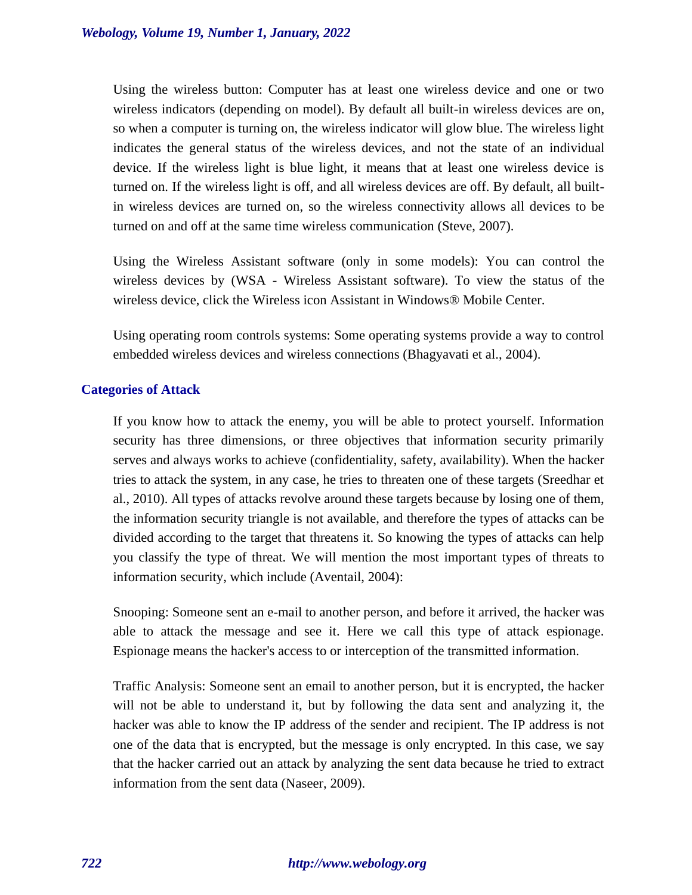Using the wireless button: Computer has at least one wireless device and one or two wireless indicators (depending on model). By default all built-in wireless devices are on, so when a computer is turning on, the wireless indicator will glow blue. The wireless light indicates the general status of the wireless devices, and not the state of an individual device. If the wireless light is blue light, it means that at least one wireless device is turned on. If the wireless light is off, and all wireless devices are off. By default, all built-in wireless devices are turned on, so the wireless connectivity allows all devices to be turned on and off at the same time wireless communication (Steve, 2007).

Using the Wireless Assistant software (only in some models): You can control the wireless devices by (WSA - Wireless Assistant software). To view the status of the wireless device, click the Wireless icon Assistant in Windows® Mobile Center.

Using operating room controls systems: Some operating systems provide a way to control embedded wireless devices and wireless connections (Bhagyavati et al., 2004).

## Categories of Attack

If you know how to attack the enemy, you will be able to protect yourself. Information security has three dimensions, or three objectives that information security primarily serves and always works to achieve (confidentiality, safety, availability). When the hacker tries to attack the system, in any case, he tries to threaten one of these targets (Sreedhar et al., 2010). All types of attacks revolve around these targets because by losing one of them, the information security triangle is not available, and therefore the types of attacks can be divided according to the target that threatens it. So knowing the types of attacks can help you classify the type of threat. We will mention the most important types of threats to information security, which include (Aventail, 2004):

Snooping: Someone sent an e-mail to another person, and before it arrived, the hacker was able to attack the message and see it. Here we call this type of attack espionage. Espionage means the hacker's access to or interception of the transmitted information.

Traffic Analysis: Someone sent an email to another person, but it is encrypted, the hacker will not be able to understand it, but by following the data sent and analyzing it, the hacker was able to know the IP address of the sender and recipient. The IP address is not one of the data that is encrypted, but the message is only encrypted. In this case, we say that the hacker carried out an attack by analyzing the sent data because he tried to extract information from the sent data (Naseer, 2009).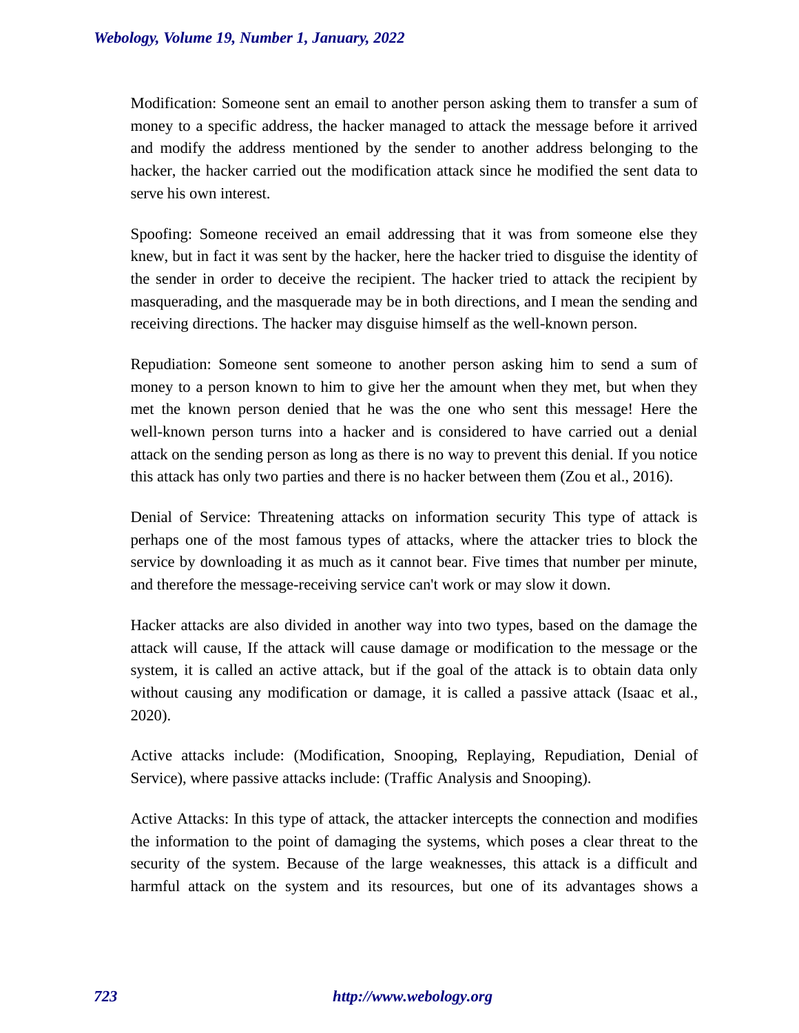Modification: Someone sent an email to another person asking them to transfer a sum of money to a specific address, the hacker managed to attack the message before it arrived and modify the address mentioned by the sender to another address belonging to the hacker, the hacker carried out the modification attack since he modified the sent data to serve his own interest.

Spoofing: Someone received an email addressing that it was from someone else they knew, but in fact it was sent by the hacker, here the hacker tried to disguise the identity of the sender in order to deceive the recipient. The hacker tried to attack the recipient by masquerading, and the masquerade may be in both directions, and I mean the sending and receiving directions. The hacker may disguise himself as the well-known person.

Repudiation: Someone sent someone to another person asking him to send a sum of money to a person known to him to give her the amount when they met, but when they met the known person denied that he was the one who sent this message! Here the well-known person turns into a hacker and is considered to have carried out a denial attack on the sending person as long as there is no way to prevent this denial. If you notice this attack has only two parties and there is no hacker between them (Zou et al., 2016).

Denial of Service: Threatening attacks on information security This type of attack is perhaps one of the most famous types of attacks, where the attacker tries to block the service by downloading it as much as it cannot bear. Five times that number per minute, and therefore the message-receiving service can't work or may slow it down.

Hacker attacks are also divided in another way into two types, based on the damage the attack will cause, If the attack will cause damage or modification to the message or the system, it is called an active attack, but if the goal of the attack is to obtain data only without causing any modification or damage, it is called a passive attack (Isaac et al., 2020).

Active attacks include: (Modification, Snooping, Replaying, Repudiation, Denial of Service), where passive attacks include: (Traffic Analysis and Snooping).

Active Attacks: In this type of attack, the attacker intercepts the connection and modifies the information to the point of damaging the systems, which poses a clear threat to the security of the system. Because of the large weaknesses, this attack is a difficult and harmful attack on the system and its resources, but one of its advantages shows a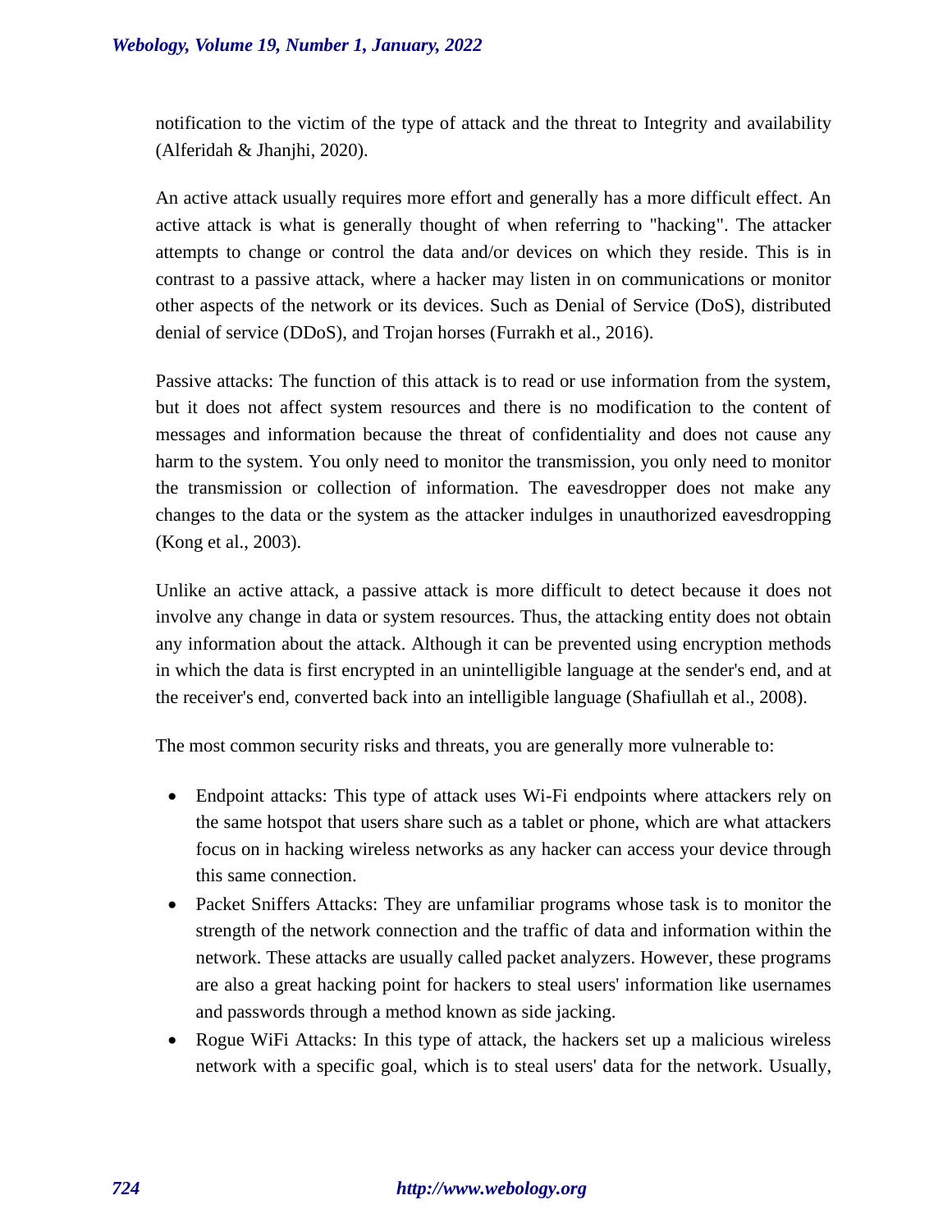notification to the victim of the type of attack and the threat to Integrity and availability (Alferidah & Jhanjhi, 2020).

An active attack usually requires more effort and generally has a more difficult effect. An active attack is what is generally thought of when referring to "hacking". The attacker attempts to change or control the data and/or devices on which they reside. This is in contrast to a passive attack, where a hacker may listen in on communications or monitor other aspects of the network or its devices. Such as Denial of Service (DoS), distributed denial of service (DDoS), and Trojan horses (Furrakh et al., 2016).

Passive attacks: The function of this attack is to read or use information from the system, but it does not affect system resources and there is no modification to the content of messages and information because the threat of confidentiality and does not cause any harm to the system. You only need to monitor the transmission, you only need to monitor the transmission or collection of information. The eavesdropper does not make any changes to the data or the system as the attacker indulges in unauthorized eavesdropping (Kong et al., 2003).

Unlike an active attack, a passive attack is more difficult to detect because it does not involve any change in data or system resources. Thus, the attacking entity does not obtain any information about the attack. Although it can be prevented using encryption methods in which the data is first encrypted in an unintelligible language at the sender's end, and at the receiver's end, converted back into an intelligible language (Shafiullah et al., 2008).

The most common security risks and threats, you are generally more vulnerable to:

- Endpoint attacks: This type of attack uses Wi-Fi endpoints where attackers rely on the same hotspot that users share such as a tablet or phone, which are what attackers focus on in hacking wireless networks as any hacker can access your device through this same connection.
- Packet Sniffers Attacks: They are unfamiliar programs whose task is to monitor the strength of the network connection and the traffic of data and information within the network. These attacks are usually called packet analyzers. However, these programs are also a great hacking point for hackers to steal users' information like usernames and passwords through a method known as side jacking.
- Rogue WiFi Attacks: In this type of attack, the hackers set up a malicious wireless network with a specific goal, which is to steal users' data for the network. Usually,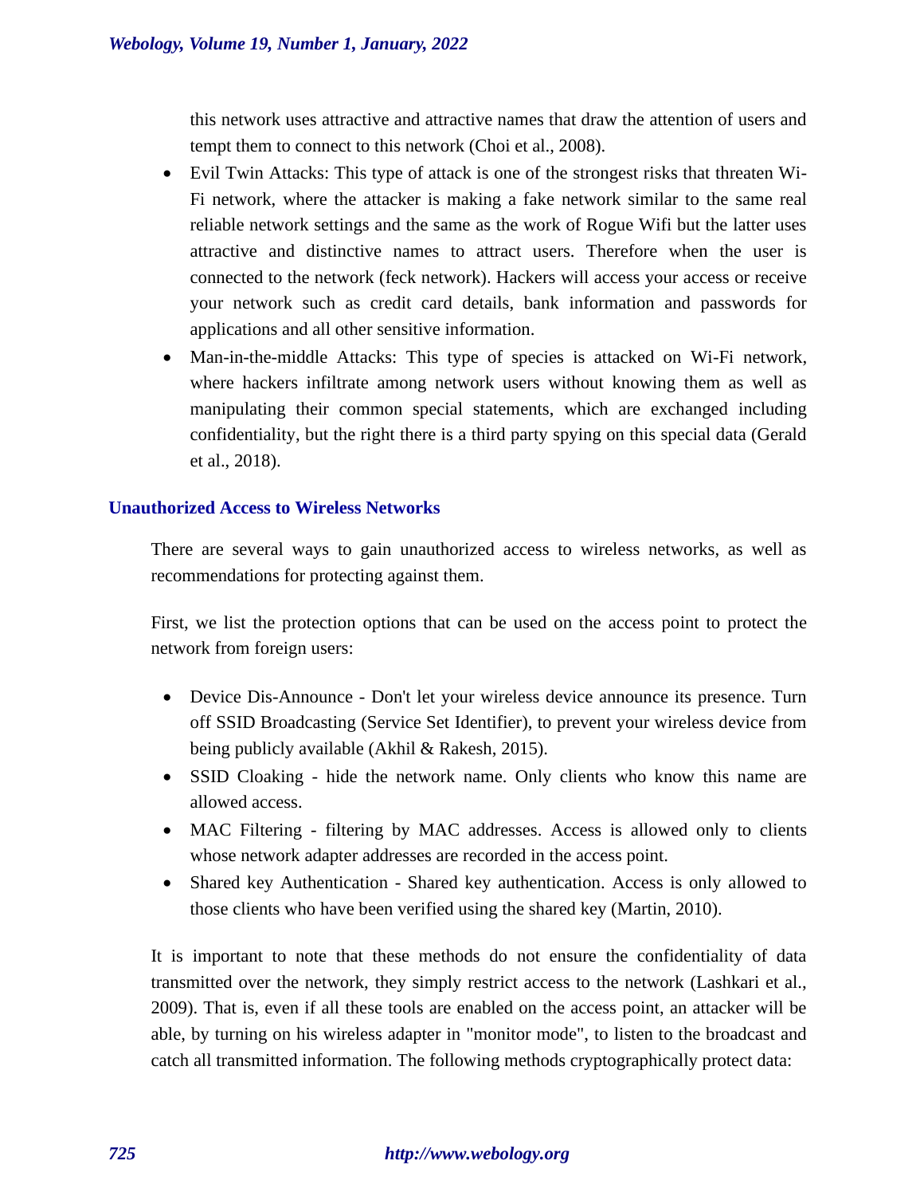this network uses attractive and attractive names that draw the attention of users and tempt them to connect to this network (Choi et al., 2008).

- Evil Twin Attacks: This type of attack is one of the strongest risks that threaten Wi-Fi network, where the attacker is making a fake network similar to the same real reliable network settings and the same as the work of Rogue Wifi but the latter uses attractive and distinctive names to attract users. Therefore when the user is connected to the network (feck network). Hackers will access your access or receive your network such as credit card details, bank information and passwords for applications and all other sensitive information.
- Man-in-the-middle Attacks: This type of species is attacked on Wi-Fi network, where hackers infiltrate among network users without knowing them as well as manipulating their common special statements, which are exchanged including confidentiality, but the right there is a third party spying on this special data (Gerald et al., 2018).

## Unauthorized Access to Wireless Networks

There are several ways to gain unauthorized access to wireless networks, as well as recommendations for protecting against them.

First, we list the protection options that can be used on the access point to protect the network from foreign users:

- Device Dis-Announce - Don't let your wireless device announce its presence. Turn off SSID Broadcasting (Service Set Identifier), to prevent your wireless device from being publicly available (Akhil & Rakesh, 2015).
- SSID Cloaking - hide the network name. Only clients who know this name are allowed access.
- MAC Filtering - filtering by MAC addresses. Access is allowed only to clients whose network adapter addresses are recorded in the access point.
- Shared key Authentication - Shared key authentication. Access is only allowed to those clients who have been verified using the shared key (Martin, 2010).

It is important to note that these methods do not ensure the confidentiality of data transmitted over the network, they simply restrict access to the network (Lashkari et al., 2009). That is, even if all these tools are enabled on the access point, an attacker will be able, by turning on his wireless adapter in "monitor mode", to listen to the broadcast and catch all transmitted information. The following methods cryptographically protect data: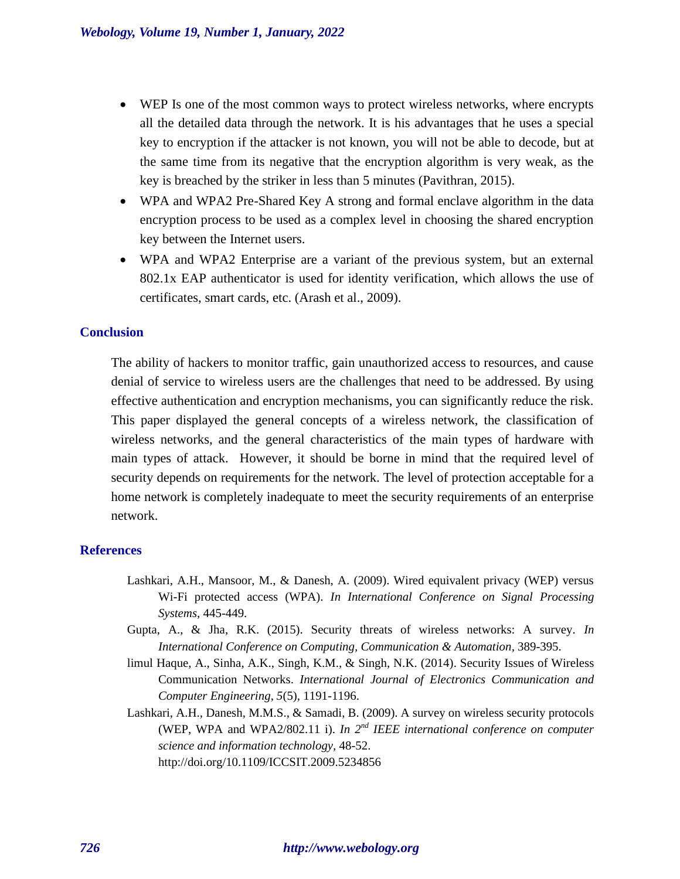- WEP Is one of the most common ways to protect wireless networks, where encrypts all the detailed data through the network. It is his advantages that he uses a special key to encryption if the attacker is not known, you will not be able to decode, but at the same time from its negative that the encryption algorithm is very weak, as the key is breached by the striker in less than 5 minutes (Pavithran, 2015).
- WPA and WPA2 Pre-Shared Key A strong and formal enclave algorithm in the data encryption process to be used as a complex level in choosing the shared encryption key between the Internet users.
- WPA and WPA2 Enterprise are a variant of the previous system, but an external 802.1x EAP authenticator is used for identity verification, which allows the use of certificates, smart cards, etc. (Arash et al., 2009).

## Conclusion

The ability of hackers to monitor traffic, gain unauthorized access to resources, and cause denial of service to wireless users are the challenges that need to be addressed. By using effective authentication and encryption mechanisms, you can significantly reduce the risk. This paper displayed the general concepts of a wireless network, the classification of wireless networks, and the general characteristics of the main types of hardware with main types of attack. However, it should be borne in mind that the required level of security depends on requirements for the network. The level of protection acceptable for a home network is completely inadequate to meet the security requirements of an enterprise network.

## References

Lashkari, A.H., Mansoor, M., & Danesh, A. (2009). Wired equivalent privacy (WEP) versus Wi-Fi protected access (WPA). *In International Conference on Signal Processing Systems,* 445-449.

Gupta, A., & Jha, R.K. (2015). Security threats of wireless networks: A survey. *In International Conference on Computing, Communication & Automation,* 389-395.

limul Haque, A., Sinha, A.K., Singh, K.M., & Singh, N.K. (2014). Security Issues of Wireless Communication Networks. *International Journal of Electronics Communication and Computer Engineering, 5*(5), 1191-1196.

Lashkari, A.H., Danesh, M.M.S., & Samadi, B. (2009). A survey on wireless security protocols (WEP, WPA and WPA2/802.11 i). *In 2nd IEEE international conference on computer science and information technology,* 48-52. http://doi.org/10.1109/ICCSIT.2009.5234856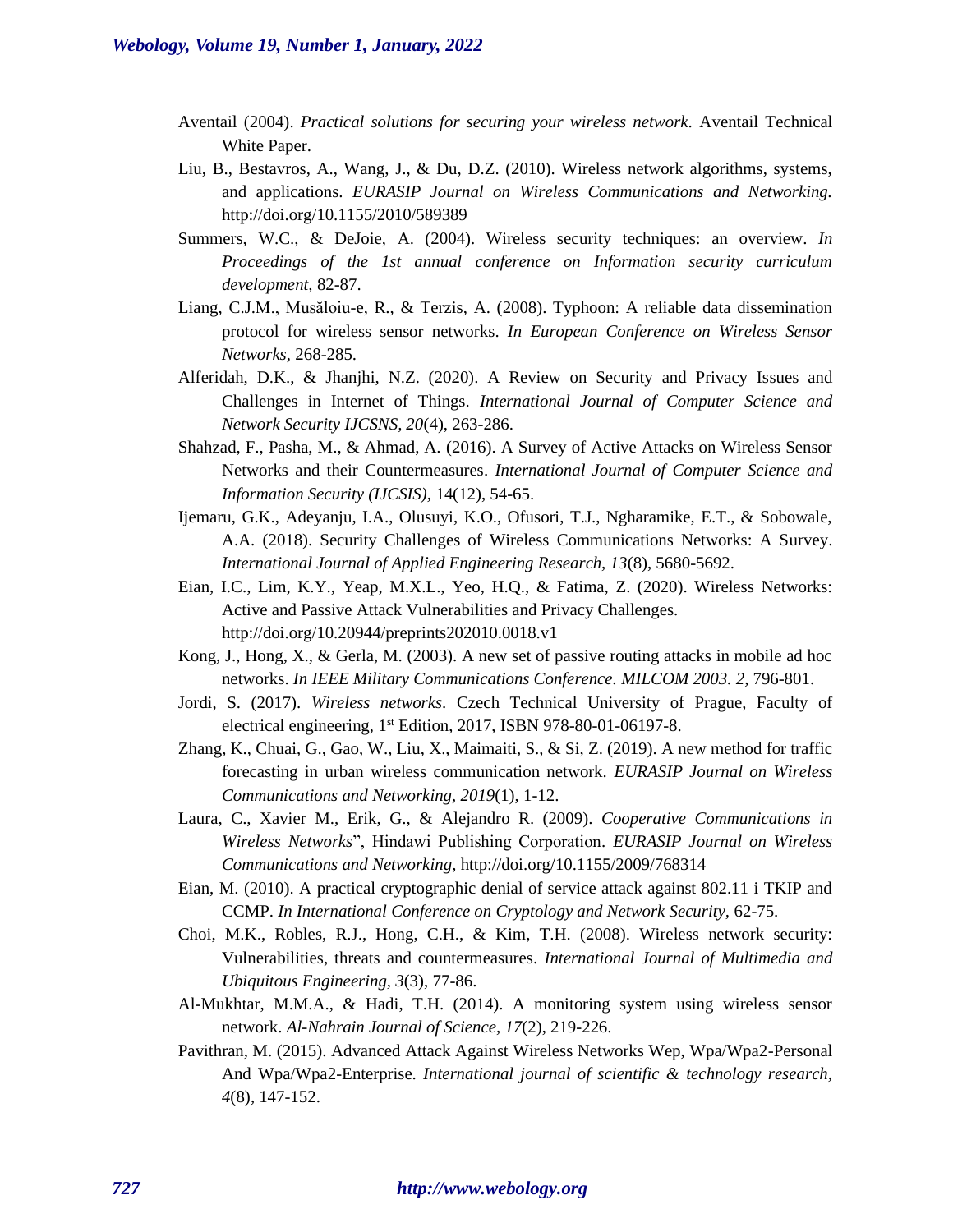Aventail (2004). *Practical solutions for securing your wireless network*. Aventail Technical White Paper.

Liu, B., Bestavros, A., Wang, J., & Du, D.Z. (2010). Wireless network algorithms, systems, and applications. *EURASIP Journal on Wireless Communications and Networking.* http://doi.org/10.1155/2010/589389

Summers, W.C., & DeJoie, A. (2004). Wireless security techniques: an overview. *In Proceedings of the 1st annual conference on Information security curriculum development,* 82-87.

Liang, C.J.M., Musăloiu-e, R., & Terzis, A. (2008). Typhoon: A reliable data dissemination protocol for wireless sensor networks. *In European Conference on Wireless Sensor Networks,* 268-285.

Alferidah, D.K., & Jhanjhi, N.Z. (2020). A Review on Security and Privacy Issues and Challenges in Internet of Things. *International Journal of Computer Science and Network Security IJCSNS, 20*(4), 263-286.

Shahzad, F., Pasha, M., & Ahmad, A. (2016). A Survey of Active Attacks on Wireless Sensor Networks and their Countermeasures. *International Journal of Computer Science and Information Security (IJCSIS),* 14(12), 54-65.

Ijemaru, G.K., Adeyanju, I.A., Olusuyi, K.O., Ofusori, T.J., Ngharamike, E.T., & Sobowale, A.A. (2018). Security Challenges of Wireless Communications Networks: A Survey. *International Journal of Applied Engineering Research, 13*(8), 5680-5692.

Eian, I.C., Lim, K.Y., Yeap, M.X.L., Yeo, H.Q., & Fatima, Z. (2020). Wireless Networks: Active and Passive Attack Vulnerabilities and Privacy Challenges. http://doi.org/10.20944/preprints202010.0018.v1

Kong, J., Hong, X., & Gerla, M. (2003). A new set of passive routing attacks in mobile ad hoc networks. *In IEEE Military Communications Conference. MILCOM 2003. 2,* 796-801.

Jordi, S. (2017). *Wireless networks*. Czech Technical University of Prague, Faculty of electrical engineering, 1st Edition, 2017, ISBN 978-80-01-06197-8.

Zhang, K., Chuai, G., Gao, W., Liu, X., Maimaiti, S., & Si, Z. (2019). A new method for traffic forecasting in urban wireless communication network. *EURASIP Journal on Wireless Communications and Networking, 2019*(1), 1-12.

Laura, C., Xavier M., Erik, G., & Alejandro R. (2009). *Cooperative Communications in Wireless Networks*", Hindawi Publishing Corporation. *EURASIP Journal on Wireless Communications and Networking,* http://doi.org/10.1155/2009/768314

Eian, M. (2010). A practical cryptographic denial of service attack against 802.11 i TKIP and CCMP. *In International Conference on Cryptology and Network Security*, 62-75.

Choi, M.K., Robles, R.J., Hong, C.H., & Kim, T.H. (2008). Wireless network security: Vulnerabilities, threats and countermeasures. *International Journal of Multimedia and Ubiquitous Engineering, 3*(3), 77-86.

Al-Mukhtar, M.M.A., & Hadi, T.H. (2014). A monitoring system using wireless sensor network. *Al-Nahrain Journal of Science*, *17*(2), 219-226.

Pavithran, M. (2015). Advanced Attack Against Wireless Networks Wep, Wpa/Wpa2-Personal And Wpa/Wpa2-Enterprise. *International journal of scientific & technology research, 4*(8), 147-152.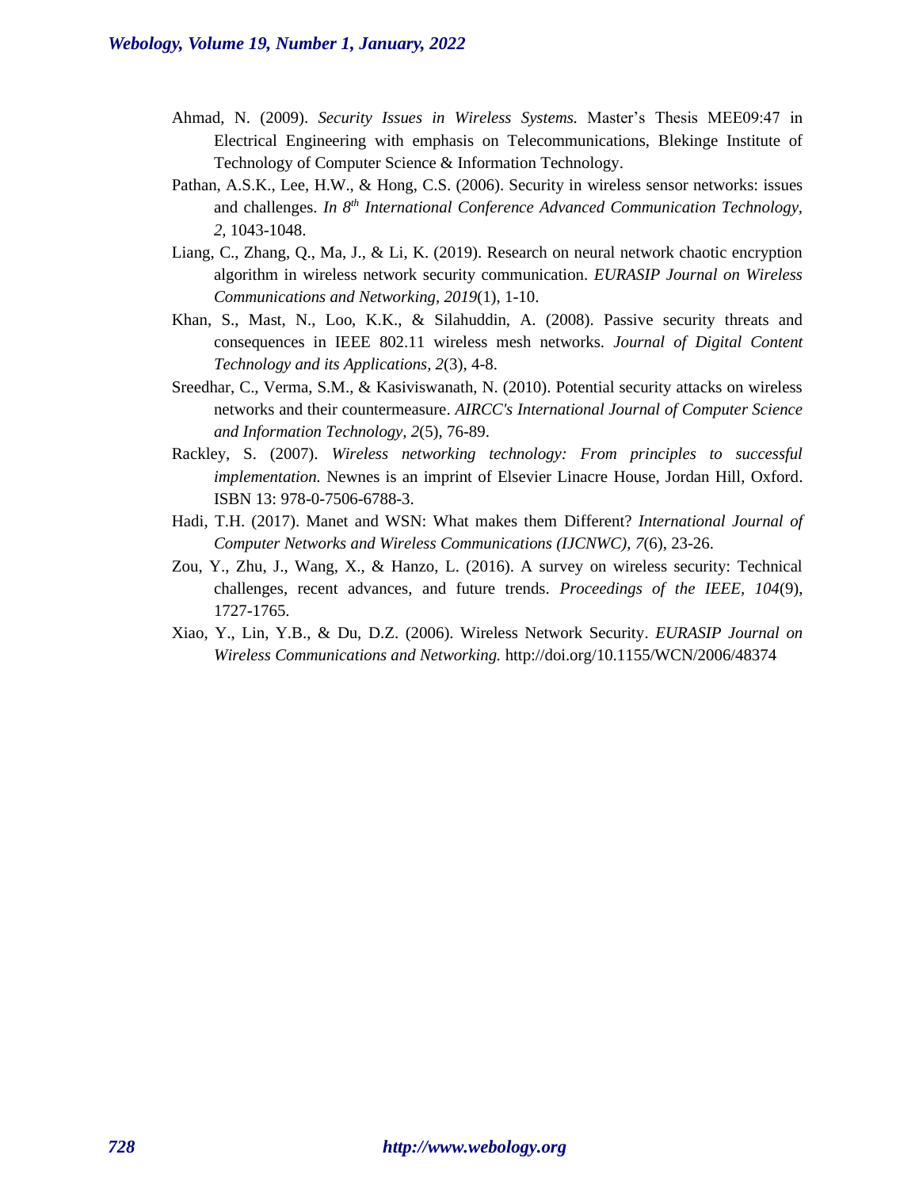Ahmad, N. (2009). *Security Issues in Wireless Systems.* Master's Thesis MEE09:47 in Electrical Engineering with emphasis on Telecommunications, Blekinge Institute of Technology of Computer Science & Information Technology.

Pathan, A.S.K., Lee, H.W., & Hong, C.S. (2006). Security in wireless sensor networks: issues and challenges. *In 8th International Conference Advanced Communication Technology, 2,* 1043-1048.

Liang, C., Zhang, Q., Ma, J., & Li, K. (2019). Research on neural network chaotic encryption algorithm in wireless network security communication. *EURASIP Journal on Wireless Communications and Networking, 2019*(1), 1-10.

Khan, S., Mast, N., Loo, K.K., & Silahuddin, A. (2008). Passive security threats and consequences in IEEE 802.11 wireless mesh networks. *Journal of Digital Content Technology and its Applications, 2*(3), 4-8.

Sreedhar, C., Verma, S.M., & Kasiviswanath, N. (2010). Potential security attacks on wireless networks and their countermeasure. *AIRCC's International Journal of Computer Science and Information Technology, 2*(5), 76-89.

Rackley, S. (2007). *Wireless networking technology: From principles to successful implementation.* Newnes is an imprint of Elsevier Linacre House, Jordan Hill, Oxford. ISBN 13: 978-0-7506-6788-3.

Hadi, T.H. (2017). Manet and WSN: What makes them Different? *International Journal of Computer Networks and Wireless Communications (IJCNWC), 7*(6), 23-26.

Zou, Y., Zhu, J., Wang, X., & Hanzo, L. (2016). A survey on wireless security: Technical challenges, recent advances, and future trends. *Proceedings of the IEEE, 104*(9), 1727-1765.

Xiao, Y., Lin, Y.B., & Du, D.Z. (2006). Wireless Network Security. *EURASIP Journal on Wireless Communications and Networking.* http://doi.org/10.1155/WCN/2006/48374